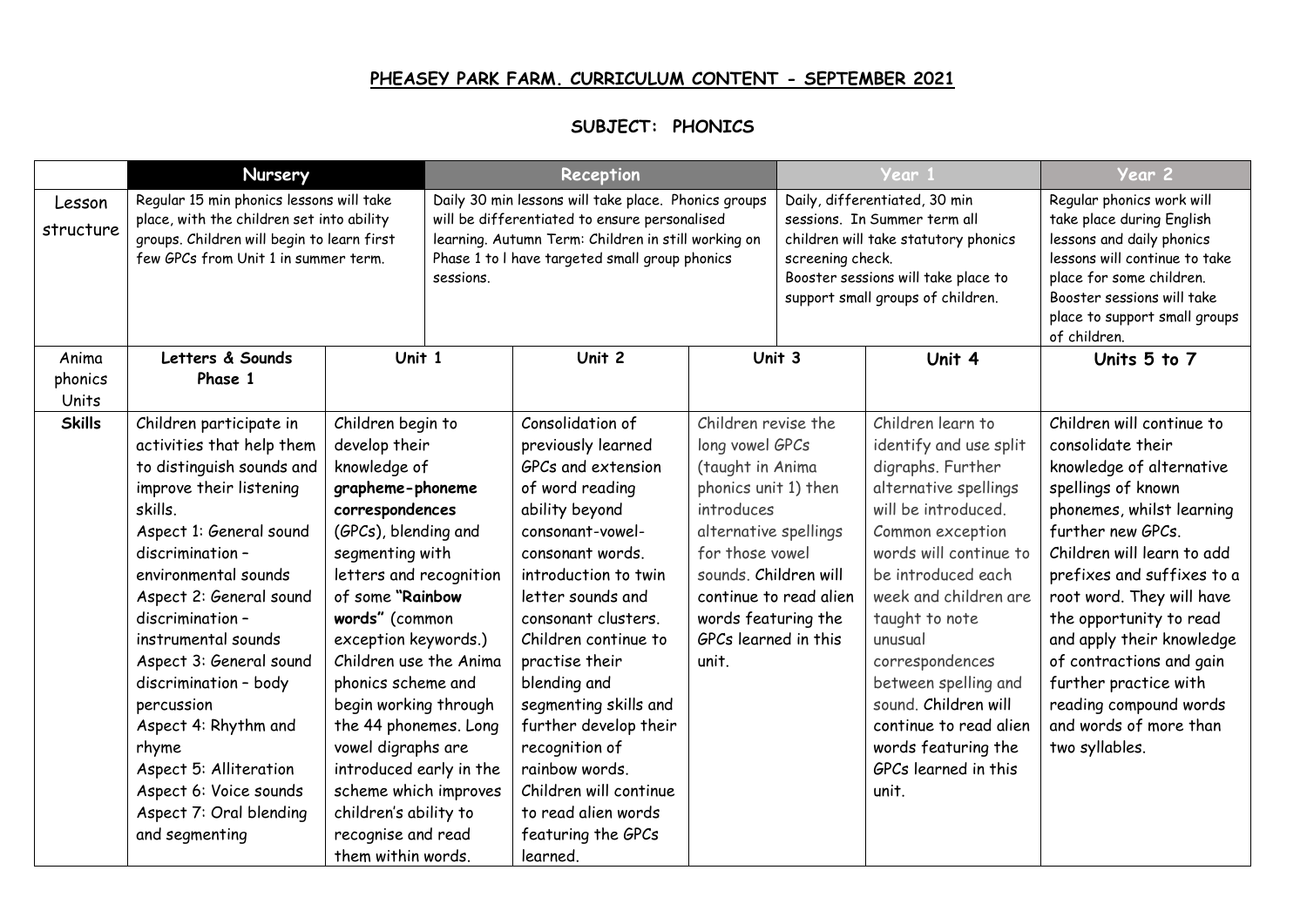## PHEASEY PARK FARM. CURRICULUM CONTENT - SEPTEMBER 2021

### SUBJECT: PHONICS

| | Nursery | | Reception | | Year 1 | | Year 2 |
|---|---|---|---|---|---|---|---|
| Lesson structure | Regular 15 min phonics lessons will take place, with the children set into ability groups. Children will begin to learn first few GPCs from Unit 1 in summer term. | | Daily 30 min lessons will take place. Phonics groups will be differentiated to ensure personalised learning. Autumn Term: Children in still working on Phase 1 to l have targeted small group phonics sessions. | | Daily, differentiated, 30 min sessions. In Summer term all children will take statutory phonics screening check. Booster sessions will take place to support small groups of children. | | Regular phonics work will take place during English lessons and daily phonics lessons will continue to take place for some children. Booster sessions will take place to support small groups of children. |
| Anima phonics Units | **Letters & Sounds Phase 1** | **Unit 1** | **Unit 2** | **Unit 3** | | **Unit 4** | **Units 5 to 7** |
| **Skills** | Children participate in activities that help them to distinguish sounds and improve their listening skills.<br>Aspect 1: General sound discrimination – environmental sounds<br>Aspect 2: General sound discrimination – instrumental sounds<br>Aspect 3: General sound discrimination – body percussion<br>Aspect 4: Rhythm and rhyme<br>Aspect 5: Alliteration<br>Aspect 6: Voice sounds<br>Aspect 7: Oral blending and segmenting | Children begin to develop their knowledge of **grapheme-phoneme correspondences** (GPCs), blending and segmenting with letters and recognition of some **"Rainbow words"** (common exception keywords.) Children use the Anima phonics scheme and begin working through the 44 phonemes. Long vowel digraphs are introduced early in the scheme which improves children's ability to recognise and read them within words. | Consolidation of previously learned GPCs and extension of word reading ability beyond consonant-vowel-consonant words. introduction to twin letter sounds and consonant clusters. Children continue to practise their blending and segmenting skills and further develop their recognition of rainbow words. Children will continue to read alien words featuring the GPCs learned. | Children revise the long vowel GPCs (taught in Anima phonics unit 1) then introduces alternative spellings for those vowel sounds. Children will continue to read alien words featuring the GPCs learned in this unit. | | Children learn to identify and use split digraphs. Further alternative spellings will be introduced. Common exception words will continue to be introduced each week and children are taught to note unusual correspondences between spelling and sound. Children will continue to read alien words featuring the GPCs learned in this unit. | Children will continue to consolidate their knowledge of alternative spellings of known phonemes, whilst learning further new GPCs. Children will learn to add prefixes and suffixes to a root word. They will have the opportunity to read and apply their knowledge of contractions and gain further practice with reading compound words and words of more than two syllables. |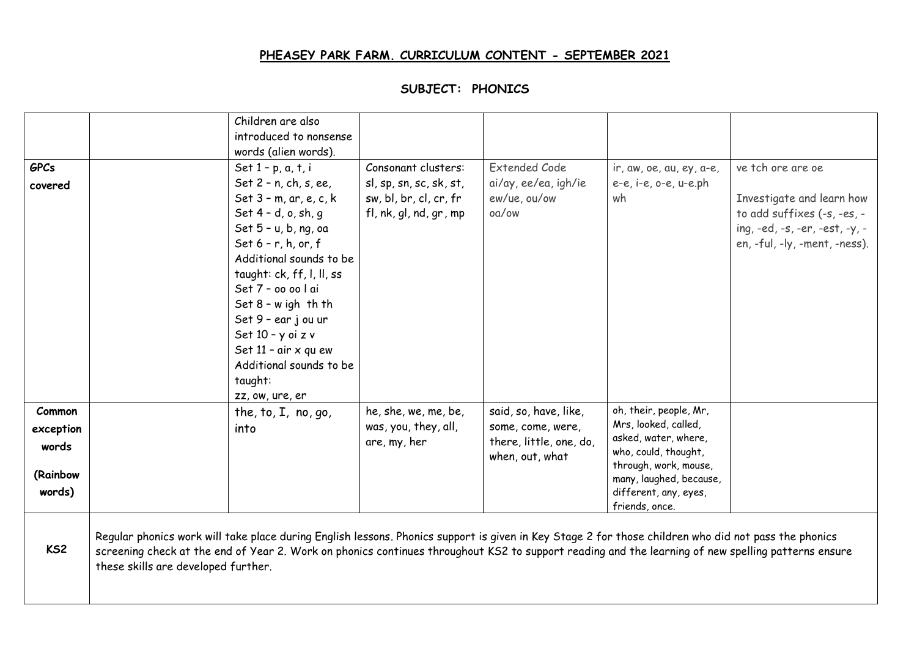**PHEASEY PARK FARM. CURRICULUM CONTENT - SEPTEMBER 2021**

**SUBJECT: PHONICS**

| | | | | | | |
|---|---|---|---|---|---|---|
| | | Children are also introduced to nonsense words (alien words). | | | | |
| **GPCs covered** | | Set 1 – p, a, t, i<br>Set 2 – n, ch, s, ee,<br>Set 3 – m, ar, e, c, k<br>Set 4 – d, o, sh, g<br>Set 5 – u, b, ng, oa<br>Set 6 – r, h, or, f<br>Additional sounds to be taught: ck, ff, l, ll, ss<br>Set 7 – oo oo l ai<br>Set 8 – w igh th th<br>Set 9 – ear j ou ur<br>Set 10 – y oi z v<br>Set 11 – air x qu ew<br>Additional sounds to be taught:<br>zz, ow, ure, er | Consonant clusters: sl, sp, sn, sc, sk, st, sw, bl, br, cl, cr, fr fl, nk, gl, nd, gr, mp | Extended Code<br>ai/ay, ee/ea, igh/ie ew/ue, ou/ow<br>oa/ow | ir, aw, oe, au, ey, a-e, e-e, i-e, o-e, u-e.ph<br>wh | ve tch ore are oe<br><br>Investigate and learn how to add suffixes (-s, -es, -ing, -ed, -s, -er, -est, -y, -en, -ful, -ly, -ment, -ness). |
| **Common exception words (Rainbow words)** | | the, to, I, no, go, into | he, she, we, me, be, was, you, they, all, are, my, her | said, so, have, like, some, come, were, there, little, one, do, when, out, what | oh, their, people, Mr, Mrs, looked, called, asked, water, where, who, could, thought, through, work, mouse, many, laughed, because, different, any, eyes, friends, once. | |
| **KS2** | Regular phonics work will take place during English lessons. Phonics support is given in Key Stage 2 for those children who did not pass the phonics screening check at the end of Year 2. Work on phonics continues throughout KS2 to support reading and the learning of new spelling patterns ensure these skills are developed further. | | | | | |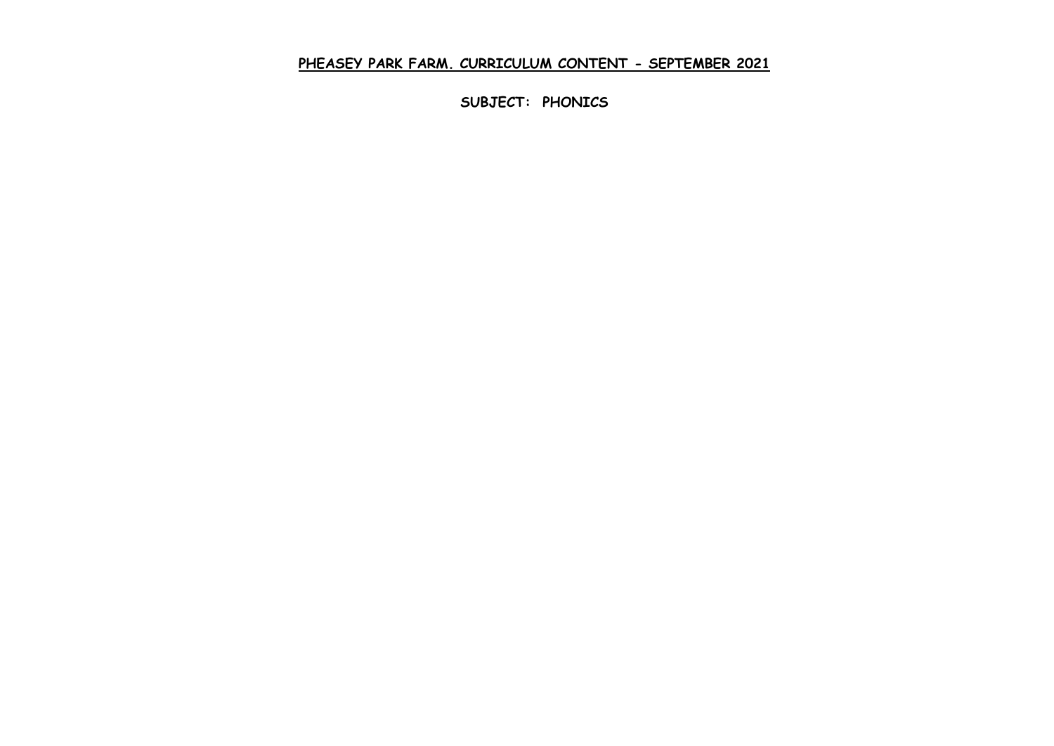**PHEASEY PARK FARM. CURRICULUM CONTENT - SEPTEMBER 2021**

**SUBJECT: PHONICS**